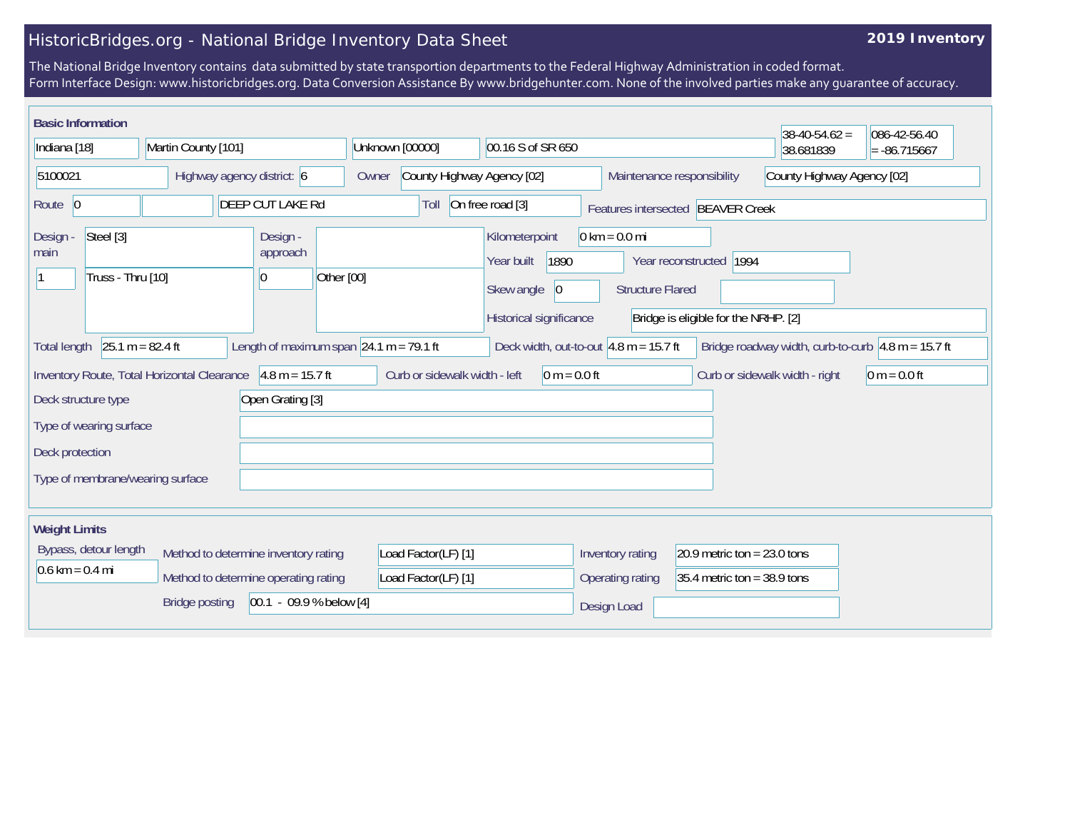# HistoricBridges.org - National Bridge Inventory Data Sheet

**2019 Inventory**

The National Bridge Inventory contains data submitted by state transportion departments to the Federal Highway Administration in coded format.
Form Interface Design: www.historicbridges.org. Data Conversion Assistance By www.bridgehunter.com. None of the involved parties make any guarantee of accuracy.

## Basic Information

| | |
|---|---|
| State | Indiana [18] |
| County | Martin County [101] |
| Place | Unknown [00000] |
| Location | 00.16 S of SR 650 |
| Latitude | 38-40-54.62 = 38.681839 |
| Longitude | 086-42-56.40 = -86.715667 |
| Structure Number | 5100021 |
| Highway agency district: | 6 |
| Owner | County Highway Agency [02] |
| Maintenance responsibility | County Highway Agency [02] |
| Route | 0 |
| Facility carried | DEEP CUT LAKE Rd |
| Toll | On free road [3] |
| Features intersected | BEAVER Creek |
| Design - main | Steel [3] |
| | 1 — Truss - Thru [10] |
| Design - approach | |
| | 0 — Other [00] |
| Kilometerpoint | 0 km = 0.0 mi |
| Year built | 1890 |
| Year reconstructed | 1994 |
| Skew angle | 0 |
| Structure Flared | |
| Historical significance | Bridge is eligible for the NRHP. [2] |
| Total length | 25.1 m = 82.4 ft |
| Length of maximum span | 24.1 m = 79.1 ft |
| Deck width, out-to-out | 4.8 m = 15.7 ft |
| Bridge roadway width, curb-to-curb | 4.8 m = 15.7 ft |
| Inventory Route, Total Horizontal Clearance | 4.8 m = 15.7 ft |
| Curb or sidewalk width - left | 0 m = 0.0 ft |
| Curb or sidewalk width - right | 0 m = 0.0 ft |
| Deck structure type | Open Grating [3] |
| Type of wearing surface | |
| Deck protection | |
| Type of membrane/wearing surface | |

## Weight Limits

| | |
|---|---|
| Bypass, detour length | 0.6 km = 0.4 mi |
| Method to determine inventory rating | Load Factor(LF) [1] |
| Inventory rating | 20.9 metric ton = 23.0 tons |
| Method to determine operating rating | Load Factor(LF) [1] |
| Operating rating | 35.4 metric ton = 38.9 tons |
| Bridge posting | 00.1 - 09.9 % below [4] |
| Design Load | |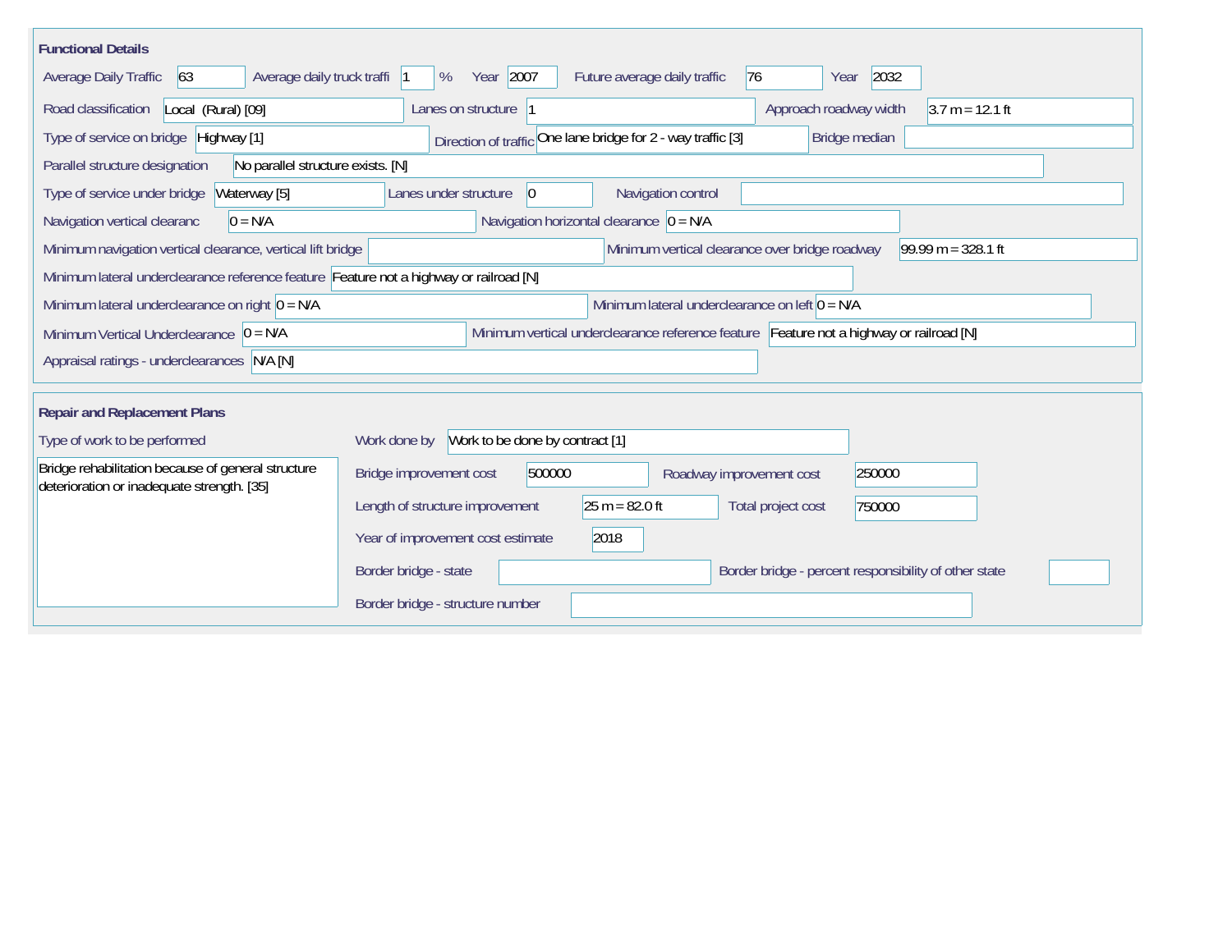## Functional Details

| Field | Value |
|---|---|
| Average Daily Traffic | 63 |
| Average daily truck traffi | 1 % |
| Year | 2007 |
| Future average daily traffic | 76 |
| Year | 2032 |
| Road classification | Local (Rural) [09] |
| Lanes on structure | 1 |
| Approach roadway width | 3.7 m = 12.1 ft |
| Type of service on bridge | Highway [1] |
| Direction of traffic | One lane bridge for 2 - way traffic [3] |
| Bridge median | |
| Parallel structure designation | No parallel structure exists. [N] |
| Type of service under bridge | Waterway [5] |
| Lanes under structure | 0 |
| Navigation control | |
| Navigation vertical clearanc | 0 = N/A |
| Navigation horizontal clearance | 0 = N/A |
| Minimum navigation vertical clearance, vertical lift bridge | |
| Minimum vertical clearance over bridge roadway | 99.99 m = 328.1 ft |
| Minimum lateral underclearance reference feature | Feature not a highway or railroad [N] |
| Minimum lateral underclearance on right | 0 = N/A |
| Minimum lateral underclearance on left | 0 = N/A |
| Minimum Vertical Underclearance | 0 = N/A |
| Minimum vertical underclearance reference feature | Feature not a highway or railroad [N] |
| Appraisal ratings - underclearances | N/A [N] |

## Repair and Replacement Plans

| Field | Value |
|---|---|
| Type of work to be performed | Bridge rehabilitation because of general structure deterioration or inadequate strength. [35] |
| Work done by | Work to be done by contract [1] |
| Bridge improvement cost | 500000 |
| Roadway improvement cost | 250000 |
| Length of structure improvement | 25 m = 82.0 ft |
| Total project cost | 750000 |
| Year of improvement cost estimate | 2018 |
| Border bridge - state | |
| Border bridge - percent responsibility of other state | |
| Border bridge - structure number | |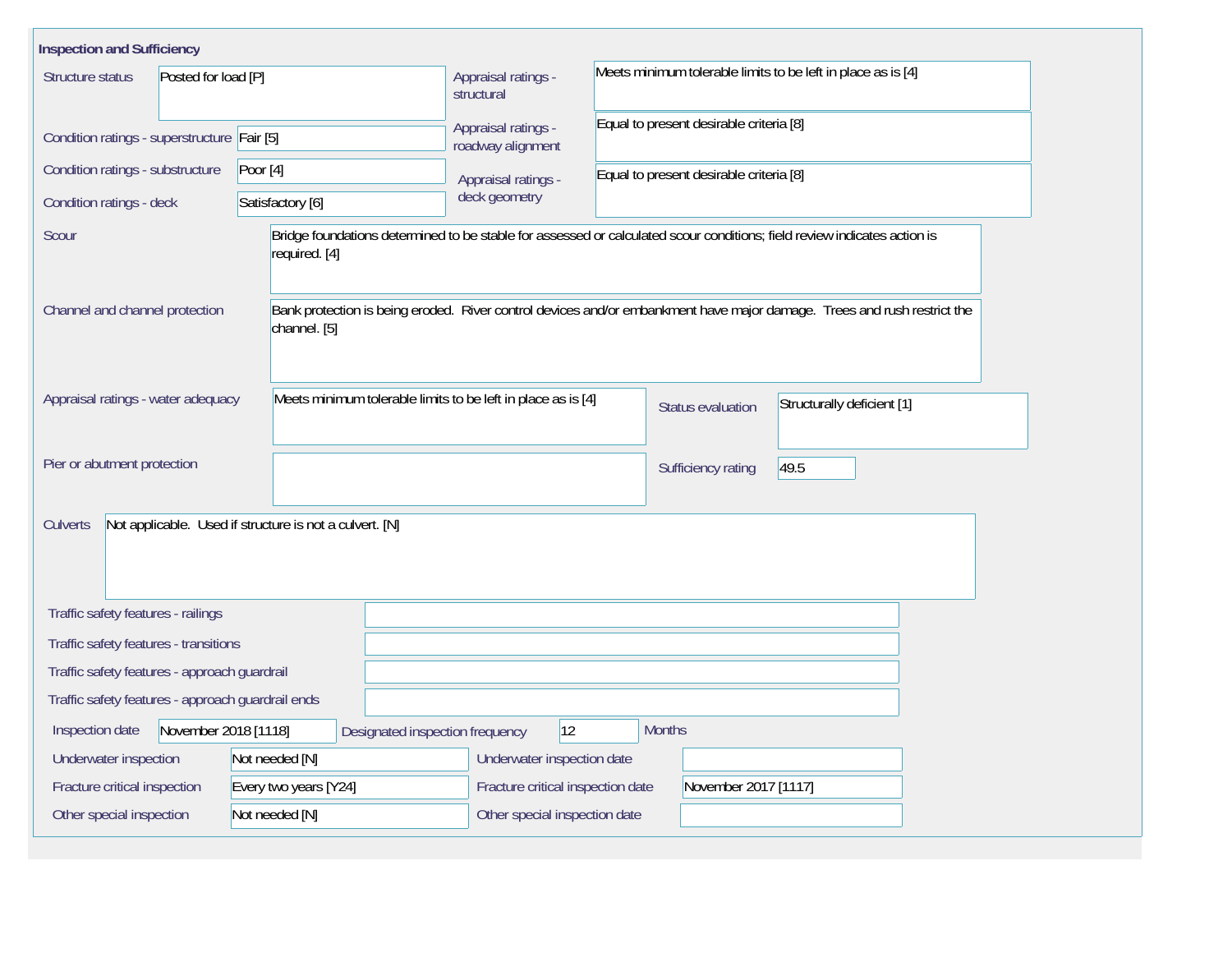## Inspection and Sufficiency

| | |
|---|---|
| Structure status | Posted for load [P] |
| Appraisal ratings - structural | Meets minimum tolerable limits to be left in place as is [4] |
| Condition ratings - superstructure | Fair [5] |
| Appraisal ratings - roadway alignment | Equal to present desirable criteria [8] |
| Condition ratings - substructure | Poor [4] |
| Appraisal ratings - deck geometry | Equal to present desirable criteria [8] |
| Condition ratings - deck | Satisfactory [6] |
| Scour | Bridge foundations determined to be stable for assessed or calculated scour conditions; field review indicates action is required. [4] |
| Channel and channel protection | Bank protection is being eroded. River control devices and/or embankment have major damage. Trees and rush restrict the channel. [5] |
| Appraisal ratings - water adequacy | Meets minimum tolerable limits to be left in place as is [4] |
| Status evaluation | Structurally deficient [1] |
| Pier or abutment protection | |
| Sufficiency rating | 49.5 |
| Culverts | Not applicable. Used if structure is not a culvert. [N] |
| Traffic safety features - railings | |
| Traffic safety features - transitions | |
| Traffic safety features - approach guardrail | |
| Traffic safety features - approach guardrail ends | |
| Inspection date | November 2018 [1118] |
| Designated inspection frequency | 12 Months |
| Underwater inspection | Not needed [N] |
| Underwater inspection date | |
| Fracture critical inspection | Every two years [Y24] |
| Fracture critical inspection date | November 2017 [1117] |
| Other special inspection | Not needed [N] |
| Other special inspection date | |